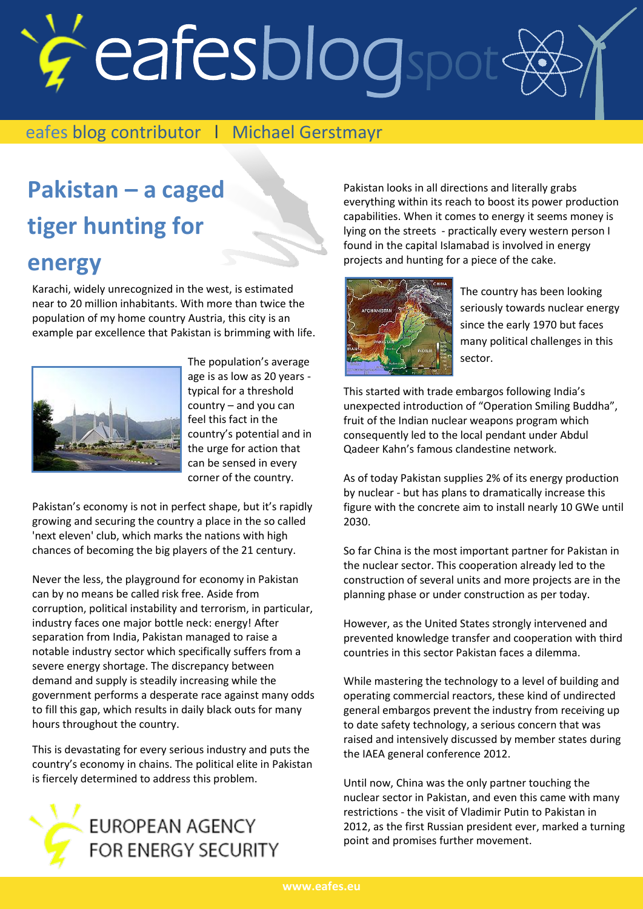eafes blog contributor | Michael Gerstmayr

# Pakistan – a caged tiger hunting for energy

Karachi, widely unrecognized in the west, is estimated near to 20 million inhabitants. With more than twice the population of my home country Austria, this city is an example par excellence that Pakistan is brimming with life.

The population's average age is as low as 20 years - typical for a threshold country – and you can feel this fact in the country's potential and in the urge for action that can be sensed in every corner of the country.

Pakistan's economy is not in perfect shape, but it's rapidly growing and securing the country a place in the so called 'next eleven' club, which marks the nations with high chances of becoming the big players of the 21 century.

Never the less, the playground for economy in Pakistan can by no means be called risk free. Aside from corruption, political instability and terrorism, in particular, industry faces one major bottle neck: energy! After separation from India, Pakistan managed to raise a notable industry sector which specifically suffers from a severe energy shortage. The discrepancy between demand and supply is steadily increasing while the government performs a desperate race against many odds to fill this gap, which results in daily black outs for many hours throughout the country.

This is devastating for every serious industry and puts the country's economy in chains. The political elite in Pakistan is fiercely determined to address this problem.

Pakistan looks in all directions and literally grabs everything within its reach to boost its power production capabilities. When it comes to energy it seems money is lying on the streets - practically every western person I found in the capital Islamabad is involved in energy projects and hunting for a piece of the cake.

The country has been looking seriously towards nuclear energy since the early 1970 but faces many political challenges in this sector.

This started with trade embargos following India's unexpected introduction of "Operation Smiling Buddha", fruit of the Indian nuclear weapons program which consequently led to the local pendant under Abdul Qadeer Kahn's famous clandestine network.

As of today Pakistan supplies 2% of its energy production by nuclear - but has plans to dramatically increase this figure with the concrete aim to install nearly 10 GWe until 2030.

So far China is the most important partner for Pakistan in the nuclear sector. This cooperation already led to the construction of several units and more projects are in the planning phase or under construction as per today.

However, as the United States strongly intervened and prevented knowledge transfer and cooperation with third countries in this sector Pakistan faces a dilemma.

While mastering the technology to a level of building and operating commercial reactors, these kind of undirected general embargos prevent the industry from receiving up to date safety technology, a serious concern that was raised and intensively discussed by member states during the IAEA general conference 2012.

Until now, China was the only partner touching the nuclear sector in Pakistan, and even this came with many restrictions - the visit of Vladimir Putin to Pakistan in 2012, as the first Russian president ever, marked a turning point and promises further movement.

EUROPEAN AGENCY FOR ENERGY SECURITY

www.eafes.eu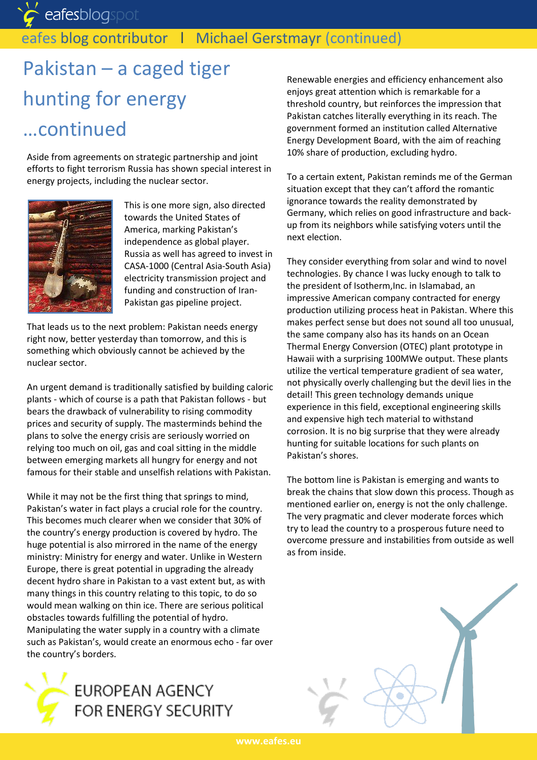# Pakistan – a caged tiger hunting for energy …continued

Aside from agreements on strategic partnership and joint efforts to fight terrorism Russia has shown special interest in energy projects, including the nuclear sector.

This is one more sign, also directed towards the United States of America, marking Pakistan's independence as global player. Russia as well has agreed to invest in CASA-1000 (Central Asia-South Asia) electricity transmission project and funding and construction of Iran-Pakistan gas pipeline project.

That leads us to the next problem: Pakistan needs energy right now, better yesterday than tomorrow, and this is something which obviously cannot be achieved by the nuclear sector.

An urgent demand is traditionally satisfied by building caloric plants - which of course is a path that Pakistan follows - but bears the drawback of vulnerability to rising commodity prices and security of supply. The masterminds behind the plans to solve the energy crisis are seriously worried on relying too much on oil, gas and coal sitting in the middle between emerging markets all hungry for energy and not famous for their stable and unselfish relations with Pakistan.

While it may not be the first thing that springs to mind, Pakistan's water in fact plays a crucial role for the country. This becomes much clearer when we consider that 30% of the country's energy production is covered by hydro. The huge potential is also mirrored in the name of the energy ministry: Ministry for energy and water. Unlike in Western Europe, there is great potential in upgrading the already decent hydro share in Pakistan to a vast extent but, as with many things in this country relating to this topic, to do so would mean walking on thin ice. There are serious political obstacles towards fulfilling the potential of hydro. Manipulating the water supply in a country with a climate such as Pakistan's, would create an enormous echo - far over the country's borders.

Renewable energies and efficiency enhancement also enjoys great attention which is remarkable for a threshold country, but reinforces the impression that Pakistan catches literally everything in its reach. The government formed an institution called Alternative Energy Development Board, with the aim of reaching 10% share of production, excluding hydro.

To a certain extent, Pakistan reminds me of the German situation except that they can't afford the romantic ignorance towards the reality demonstrated by Germany, which relies on good infrastructure and back-up from its neighbors while satisfying voters until the next election.

They consider everything from solar and wind to novel technologies. By chance I was lucky enough to talk to the president of Isotherm,Inc. in Islamabad, an impressive American company contracted for energy production utilizing process heat in Pakistan. Where this makes perfect sense but does not sound all too unusual, the same company also has its hands on an Ocean Thermal Energy Conversion (OTEC) plant prototype in Hawaii with a surprising 100MWe output. These plants utilize the vertical temperature gradient of sea water, not physically overly challenging but the devil lies in the detail! This green technology demands unique experience in this field, exceptional engineering skills and expensive high tech material to withstand corrosion. It is no big surprise that they were already hunting for suitable locations for such plants on Pakistan's shores.

The bottom line is Pakistan is emerging and wants to break the chains that slow down this process. Though as mentioned earlier on, energy is not the only challenge. The very pragmatic and clever moderate forces which try to lead the country to a prosperous future need to overcome pressure and instabilities from outside as well as from inside.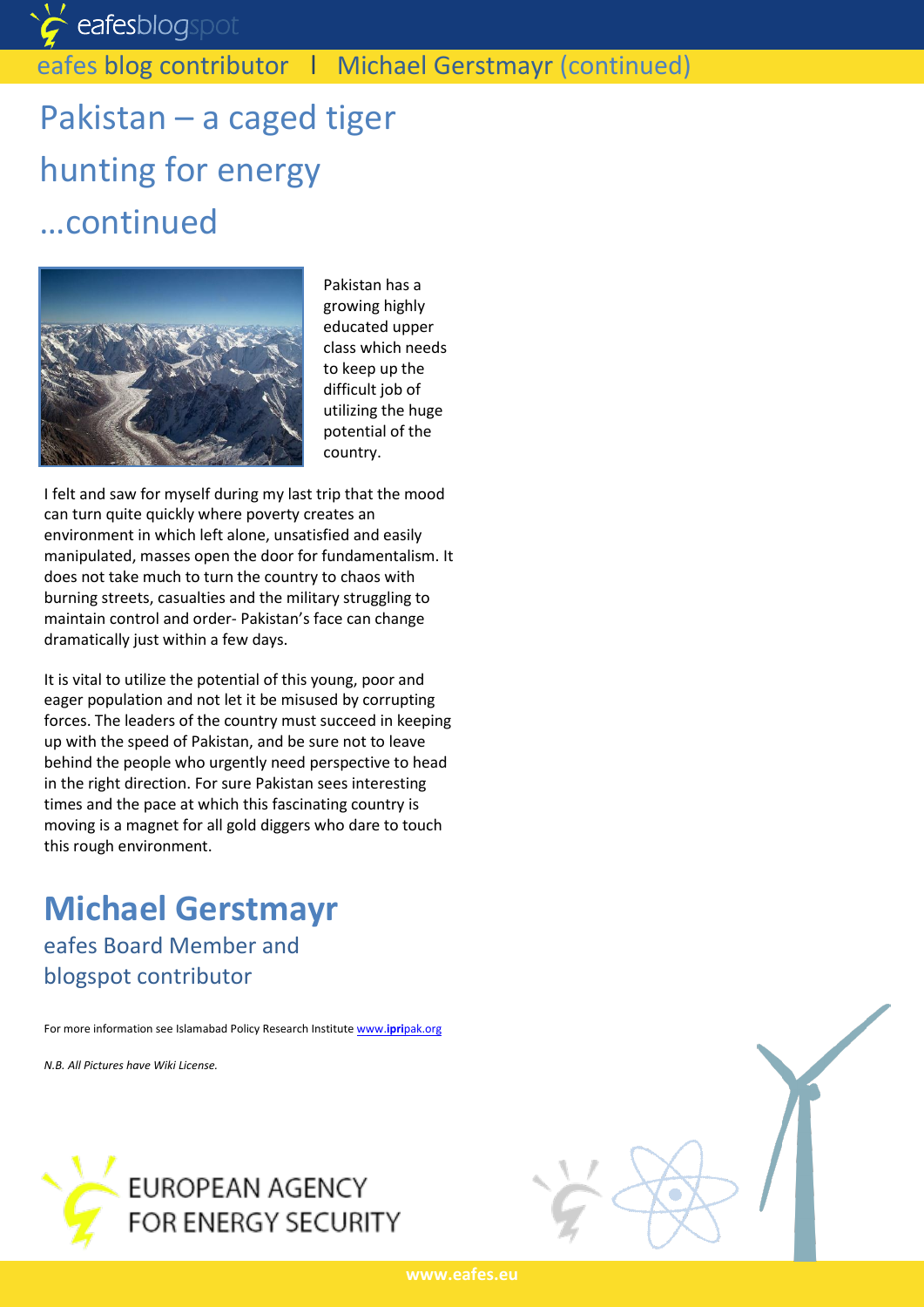# Pakistan – a caged tiger hunting for energy …continued

Pakistan has a growing highly educated upper class which needs to keep up the difficult job of utilizing the huge potential of the country.

I felt and saw for myself during my last trip that the mood can turn quite quickly where poverty creates an environment in which left alone, unsatisfied and easily manipulated, masses open the door for fundamentalism. It does not take much to turn the country to chaos with burning streets, casualties and the military struggling to maintain control and order- Pakistan's face can change dramatically just within a few days.

It is vital to utilize the potential of this young, poor and eager population and not let it be misused by corrupting forces. The leaders of the country must succeed in keeping up with the speed of Pakistan, and be sure not to leave behind the people who urgently need perspective to head in the right direction. For sure Pakistan sees interesting times and the pace at which this fascinating country is moving is a magnet for all gold diggers who dare to touch this rough environment.

## Michael Gerstmayr

eafes Board Member and blogspot contributor

For more information see Islamabad Policy Research Institute www.ipripak.org

*N.B. All Pictures have Wiki License.*

EUROPEAN AGENCY FOR ENERGY SECURITY

www.eafes.eu